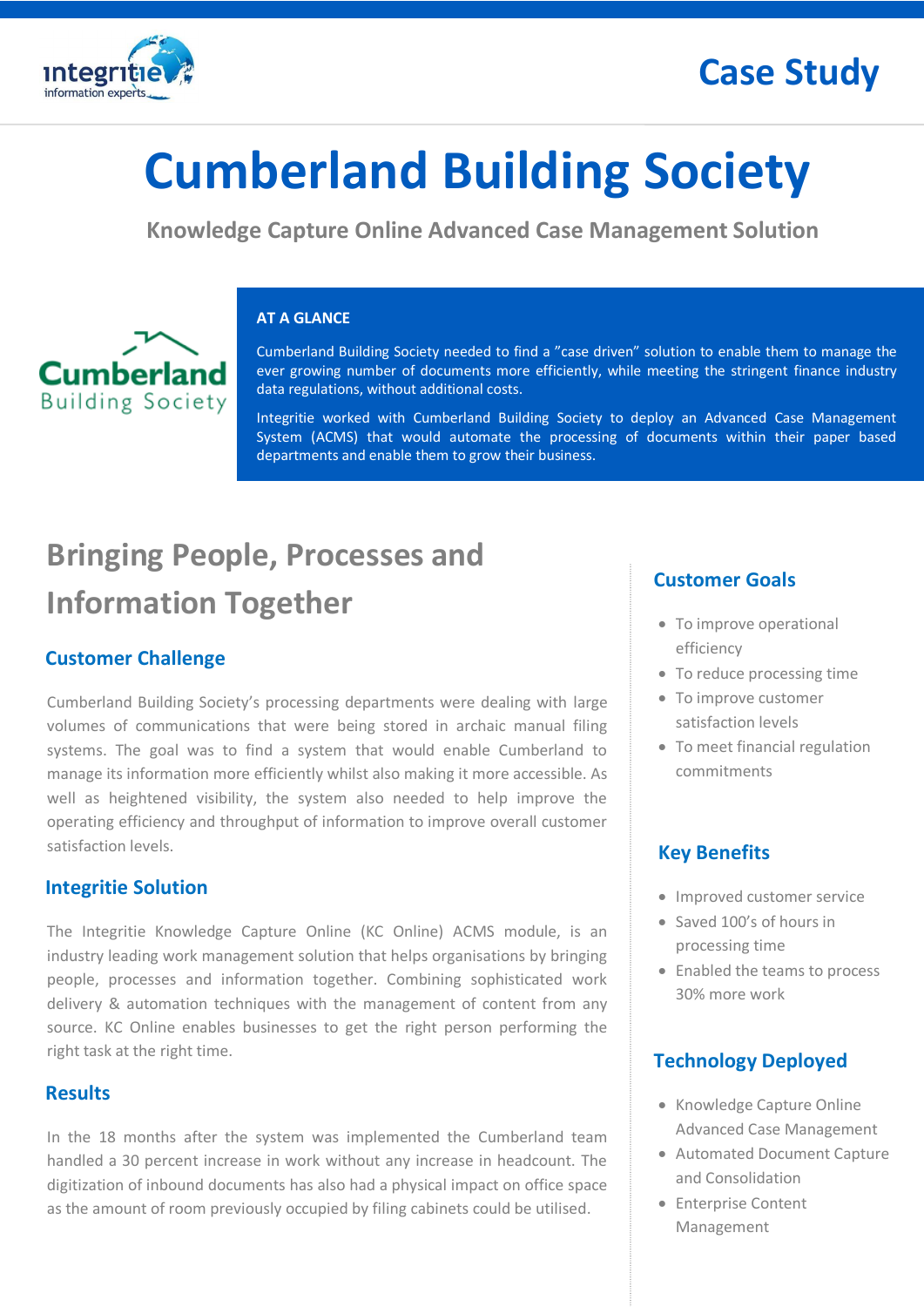Case Study

# Cumberland Building Society

### Knowledge Capture Online Advanced Case Management Solution

**AT A GLANCE**

Cumberland Building Society needed to find a "case driven" solution to enable them to manage the ever growing number of documents more efficiently, while meeting the stringent finance industry data regulations, without additional costs.

Integritie worked with Cumberland Building Society to deploy an Advanced Case Management System (ACMS) that would automate the processing of documents within their paper based departments and enable them to grow their business.

## Bringing People, Processes and Information Together

### Customer Challenge

Cumberland Building Society's processing departments were dealing with large volumes of communications that were being stored in archaic manual filing systems. The goal was to find a system that would enable Cumberland to manage its information more efficiently whilst also making it more accessible. As well as heightened visibility, the system also needed to help improve the operating efficiency and throughput of information to improve overall customer satisfaction levels.

### Integritie Solution

The Integritie Knowledge Capture Online (KC Online) ACMS module, is an industry leading work management solution that helps organisations by bringing people, processes and information together. Combining sophisticated work delivery & automation techniques with the management of content from any source. KC Online enables businesses to get the right person performing the right task at the right time.

### Results

In the 18 months after the system was implemented the Cumberland team handled a 30 percent increase in work without any increase in headcount. The digitization of inbound documents has also had a physical impact on office space as the amount of room previously occupied by filing cabinets could be utilised.

### Customer Goals

- To improve operational efficiency
- To reduce processing time
- To improve customer satisfaction levels
- To meet financial regulation commitments

### Key Benefits

- Improved customer service
- Saved 100's of hours in processing time
- Enabled the teams to process 30% more work

### Technology Deployed

- Knowledge Capture Online Advanced Case Management
- Automated Document Capture and Consolidation
- Enterprise Content Management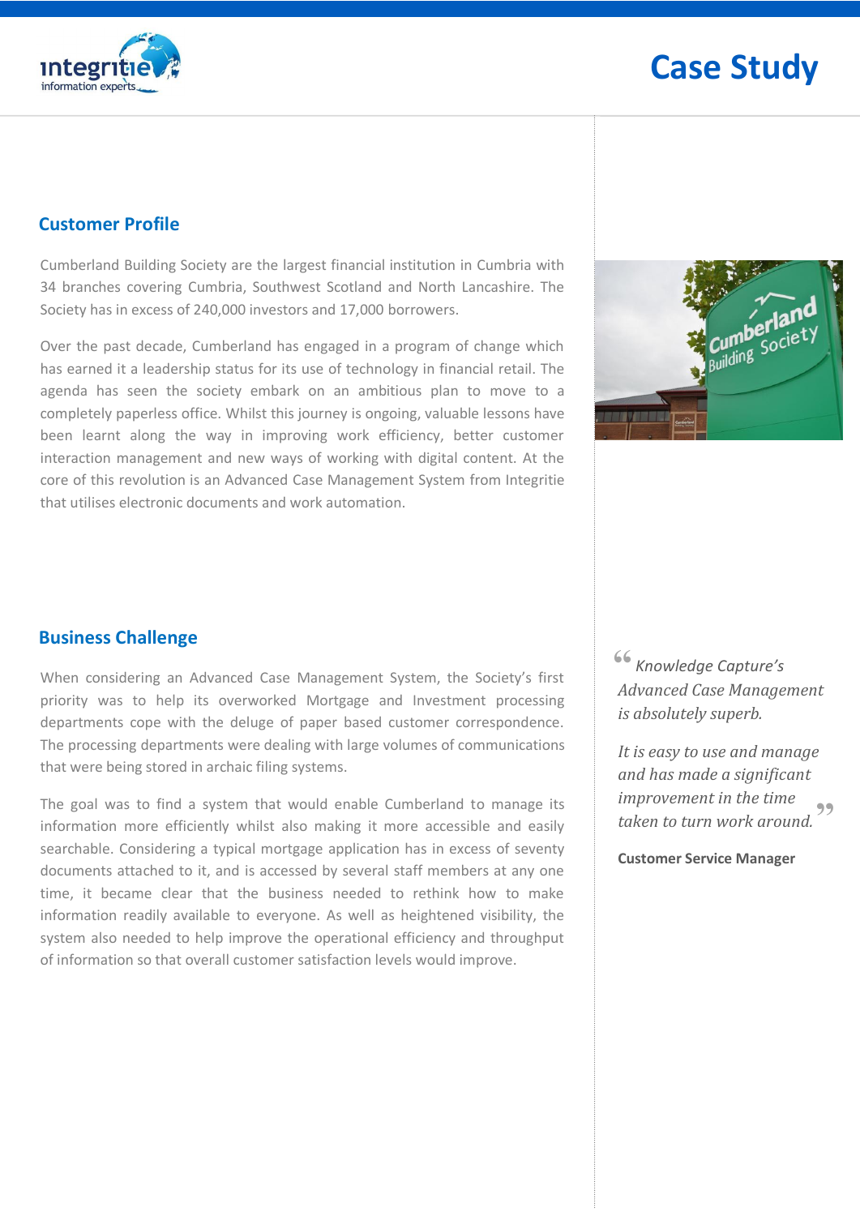## Customer Profile

Cumberland Building Society are the largest financial institution in Cumbria with 34 branches covering Cumbria, Southwest Scotland and North Lancashire. The Society has in excess of 240,000 investors and 17,000 borrowers.

Over the past decade, Cumberland has engaged in a program of change which has earned it a leadership status for its use of technology in financial retail. The agenda has seen the society embark on an ambitious plan to move to a completely paperless office. Whilst this journey is ongoing, valuable lessons have been learnt along the way in improving work efficiency, better customer interaction management and new ways of working with digital content. At the core of this revolution is an Advanced Case Management System from Integritie that utilises electronic documents and work automation.

## Business Challenge

When considering an Advanced Case Management System, the Society's first priority was to help its overworked Mortgage and Investment processing departments cope with the deluge of paper based customer correspondence. The processing departments were dealing with large volumes of communications that were being stored in archaic filing systems.

The goal was to find a system that would enable Cumberland to manage its information more efficiently whilst also making it more accessible and easily searchable. Considering a typical mortgage application has in excess of seventy documents attached to it, and is accessed by several staff members at any one time, it became clear that the business needed to rethink how to make information readily available to everyone. As well as heightened visibility, the system also needed to help improve the operational efficiency and throughput of information so that overall customer satisfaction levels would improve.

> *"Knowledge Capture's Advanced Case Management is absolutely superb.*
>
> *It is easy to use and manage and has made a significant improvement in the time taken to turn work around."*
>
> **Customer Service Manager**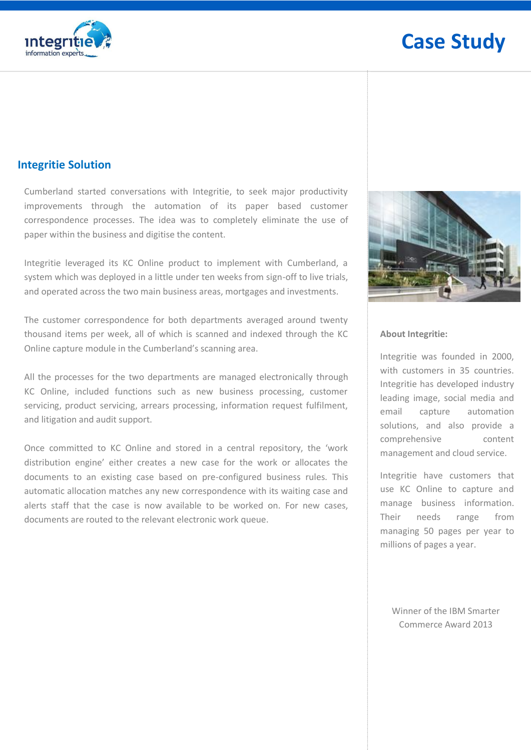## Integritie Solution

Cumberland started conversations with Integritie, to seek major productivity improvements through the automation of its paper based customer correspondence processes. The idea was to completely eliminate the use of paper within the business and digitise the content.

Integritie leveraged its KC Online product to implement with Cumberland, a system which was deployed in a little under ten weeks from sign-off to live trials, and operated across the two main business areas, mortgages and investments.

The customer correspondence for both departments averaged around twenty thousand items per week, all of which is scanned and indexed through the KC Online capture module in the Cumberland's scanning area.

All the processes for the two departments are managed electronically through KC Online, included functions such as new business processing, customer servicing, product servicing, arrears processing, information request fulfilment, and litigation and audit support.

Once committed to KC Online and stored in a central repository, the 'work distribution engine' either creates a new case for the work or allocates the documents to an existing case based on pre-configured business rules. This automatic allocation matches any new correspondence with its waiting case and alerts staff that the case is now available to be worked on. For new cases, documents are routed to the relevant electronic work queue.

**About Integritie:**

Integritie was founded in 2000, with customers in 35 countries. Integritie has developed industry leading image, social media and email capture automation solutions, and also provide a comprehensive content management and cloud service.

Integritie have customers that use KC Online to capture and manage business information. Their needs range from managing 50 pages per year to millions of pages a year.

Winner of the IBM Smarter Commerce Award 2013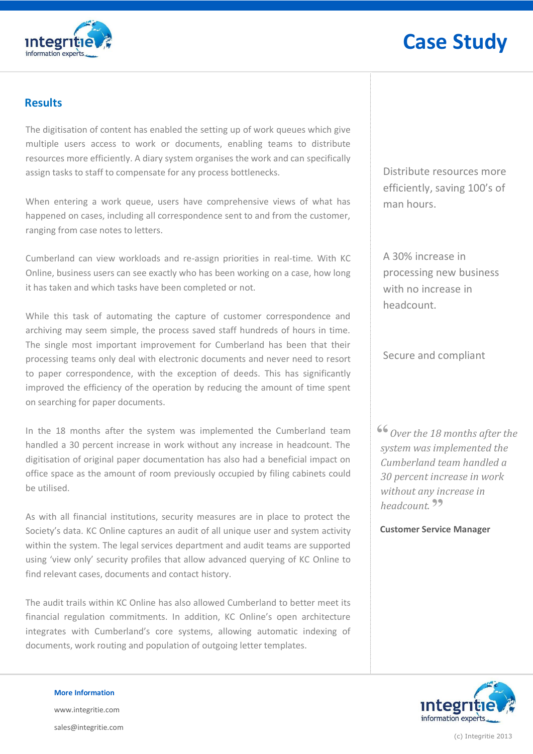## Results

The digitisation of content has enabled the setting up of work queues which give multiple users access to work or documents, enabling teams to distribute resources more efficiently. A diary system organises the work and can specifically assign tasks to staff to compensate for any process bottlenecks.

When entering a work queue, users have comprehensive views of what has happened on cases, including all correspondence sent to and from the customer, ranging from case notes to letters.

Cumberland can view workloads and re-assign priorities in real-time. With KC Online, business users can see exactly who has been working on a case, how long it has taken and which tasks have been completed or not.

While this task of automating the capture of customer correspondence and archiving may seem simple, the process saved staff hundreds of hours in time. The single most important improvement for Cumberland has been that their processing teams only deal with electronic documents and never need to resort to paper correspondence, with the exception of deeds. This has significantly improved the efficiency of the operation by reducing the amount of time spent on searching for paper documents.

In the 18 months after the system was implemented the Cumberland team handled a 30 percent increase in work without any increase in headcount. The digitisation of original paper documentation has also had a beneficial impact on office space as the amount of room previously occupied by filing cabinets could be utilised.

As with all financial institutions, security measures are in place to protect the Society's data. KC Online captures an audit of all unique user and system activity within the system. The legal services department and audit teams are supported using 'view only' security profiles that allow advanced querying of KC Online to find relevant cases, documents and contact history.

The audit trails within KC Online has also allowed Cumberland to better meet its financial regulation commitments. In addition, KC Online's open architecture integrates with Cumberland's core systems, allowing automatic indexing of documents, work routing and population of outgoing letter templates.

Distribute resources more efficiently, saving 100's of man hours.

A 30% increase in processing new business with no increase in headcount.

Secure and compliant

> *"Over the 18 months after the system was implemented the Cumberland team handled a 30 percent increase in work without any increase in headcount."*

**Customer Service Manager**

**More Information**

www.integritie.com

sales@integritie.com

(c) Integritie 2013